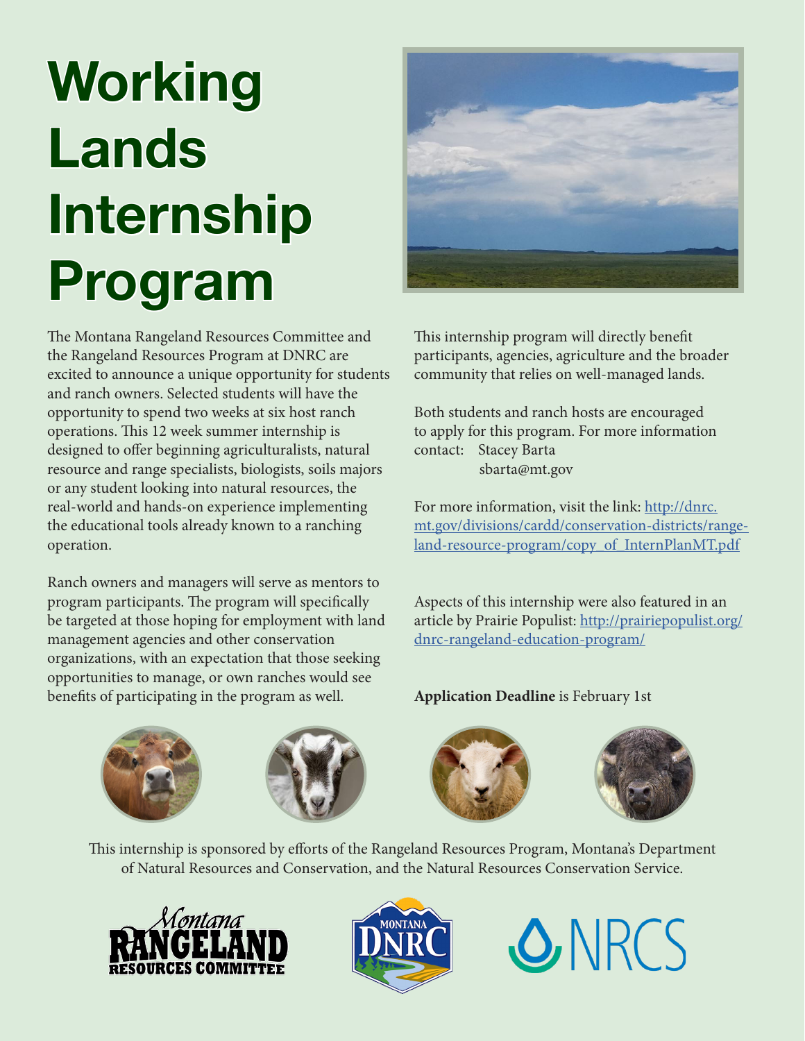# Working Lands Internship Program

The Montana Rangeland Resources Committee and the Rangeland Resources Program at DNRC are excited to announce a unique opportunity for students and ranch owners. Selected students will have the opportunity to spend two weeks at six host ranch operations. This 12 week summer internship is designed to offer beginning agriculturalists, natural resource and range specialists, biologists, soils majors or any student looking into natural resources, the real-world and hands-on experience implementing the educational tools already known to a ranching operation.

Ranch owners and managers will serve as mentors to program participants. The program will specifically be targeted at those hoping for employment with land management agencies and other conservation organizations, with an expectation that those seeking opportunities to manage, or own ranches would see benefits of participating in the program as well.

This internship program will directly benefit participants, agencies, agriculture and the broader community that relies on well-managed lands.

Both students and ranch hosts are encouraged to apply for this program. For more information contact: Stacey Barta
sbarta@mt.gov

For more information, visit the link: http://dnrc.mt.gov/divisions/cardd/conservation-districts/range-land-resource-program/copy_of_InternPlanMT.pdf

Aspects of this internship were also featured in an article by Prairie Populist: http://prairiepopulist.org/dnrc-rangeland-education-program/

**Application Deadline** is February 1st

This internship is sponsored by efforts of the Rangeland Resources Program, Montana's Department of Natural Resources and Conservation, and the Natural Resources Conservation Service.

Montana Rangeland Resources Committee | Montana DNRC | NRCS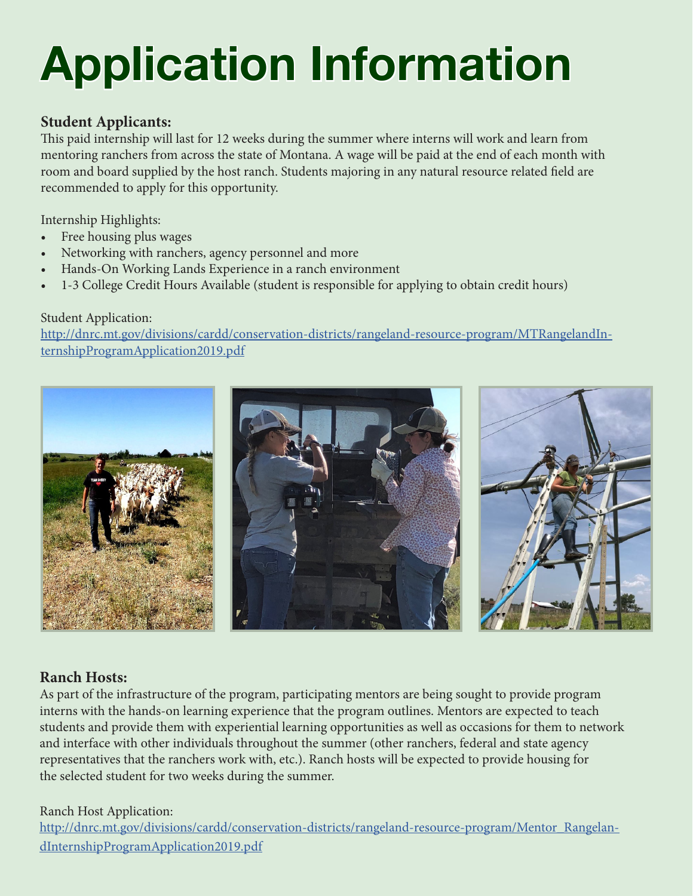# Application Information

### Student Applicants:

This paid internship will last for 12 weeks during the summer where interns will work and learn from mentoring ranchers from across the state of Montana. A wage will be paid at the end of each month with room and board supplied by the host ranch. Students majoring in any natural resource related field are recommended to apply for this opportunity.

Internship Highlights:

- Free housing plus wages
- Networking with ranchers, agency personnel and more
- Hands-On Working Lands Experience in a ranch environment
- 1-3 College Credit Hours Available (student is responsible for applying to obtain credit hours)

Student Application:
http://dnrc.mt.gov/divisions/cardd/conservation-districts/rangeland-resource-program/MTRangelandInternshipProgramApplication2019.pdf

### Ranch Hosts:

As part of the infrastructure of the program, participating mentors are being sought to provide program interns with the hands-on learning experience that the program outlines. Mentors are expected to teach students and provide them with experiential learning opportunities as well as occasions for them to network and interface with other individuals throughout the summer (other ranchers, federal and state agency representatives that the ranchers work with, etc.). Ranch hosts will be expected to provide housing for the selected student for two weeks during the summer.

Ranch Host Application:
http://dnrc.mt.gov/divisions/cardd/conservation-districts/rangeland-resource-program/Mentor_RangelandInternshipProgramApplication2019.pdf